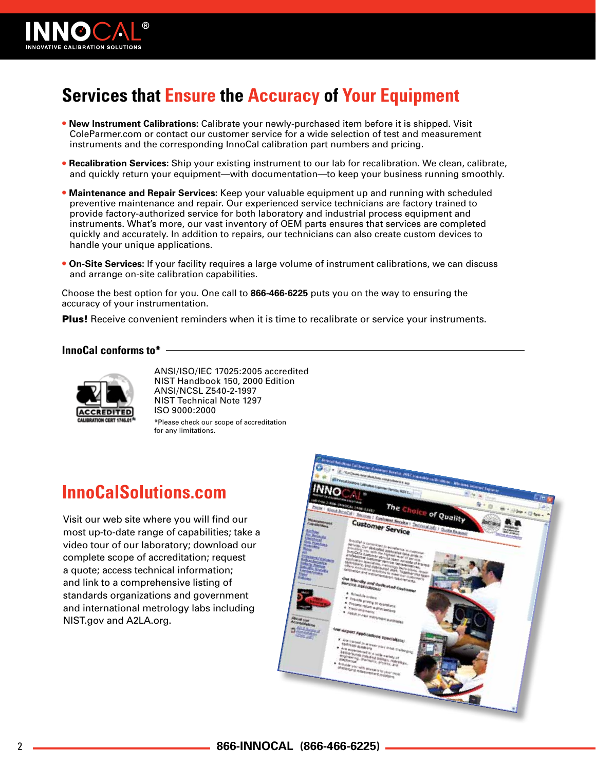# Services that Ensure the Accuracy of Your Equipment

- **New Instrument Calibrations**: Calibrate your newly-purchased item before it is shipped. Visit ColeParmer.com or contact our customer service for a wide selection of test and measurement instruments and the corresponding InnoCal calibration part numbers and pricing.
- **Recalibration Services:** Ship your existing instrument to our lab for recalibration. We clean, calibrate, and quickly return your equipment—with documentation—to keep your business running smoothly.
- **Maintenance and Repair Services**: Keep your valuable equipment up and running with scheduled preventive maintenance and repair. Our experienced service technicians are factory trained to provide factory-authorized service for both laboratory and industrial process equipment and instruments. What's more, our vast inventory of OEM parts ensures that services are completed quickly and accurately. In addition to repairs, our technicians can also create custom devices to handle your unique applications.
- **On-Site Services:** If your facility requires a large volume of instrument calibrations, we can discuss and arrange on-site calibration capabilities.

Choose the best option for you. One call to **866-466-6225** puts you on the way to ensuring the accuracy of your instrumentation.

**Plus!** Receive convenient reminders when it is time to recalibrate or service your instruments.

## InnoCal conforms to*

ACCREDITED
CALIBRATION CERT 1746.01

ANSI/ISO/IEC 17025:2005 accredited
NIST Handbook 150, 2000 Edition
ANSI/NCSL Z540-2-1997
NIST Technical Note 1297
ISO 9000:2000

*Please check our scope of accreditation for any limitations.

## InnoCalSolutions.com

Visit our web site where you will find our most up-to-date range of capabilities; take a video tour of our laboratory; download our complete scope of accreditation; request a quote; access technical information; and link to a comprehensive listing of standards organizations and government and international metrology labs including NIST.gov and A2LA.org.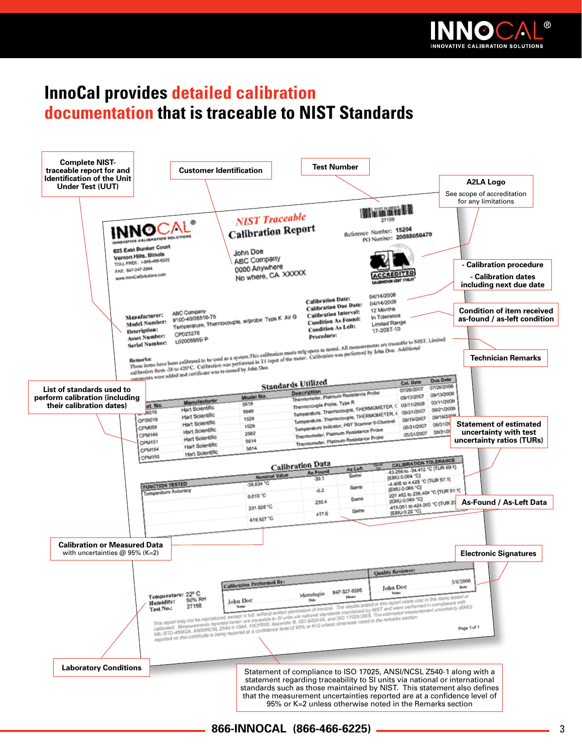# InnoCal provides detailed calibration documentation that is traceable to NIST Standards

**Complete NIST-traceable report for and Identification of the Unit Under Test (UUT)**

**Customer Identification**

**Test Number**

**A2LA Logo**
See scope of accreditation for any limitations

**- Calibration procedure**
**- Calibration dates including next due date**

**Condition of item received as-found / as-left condition**

**Technician Remarks**

**List of standards used to perform calibration (including their calibration dates)**

**Statement of estimated uncertainty with test uncertainty ratios (TURs)**

**As-Found / As-Left Data**

**Calibration or Measured Data**
with uncertainties @ 95% (K=2)

**Electronic Signatures**

**Laboratory Conditions**

Statement of compliance to ISO 17025, ANSI/NCSL Z540-1 along with a statement regarding traceability to SI units via national or international standards such as those maintained by NIST. This statement also defines that the measurement uncertainties reported are at a confidence level of 95% or K=2 unless otherwise noted in the Remarks section

**866-INNOCAL (866-466-6225)**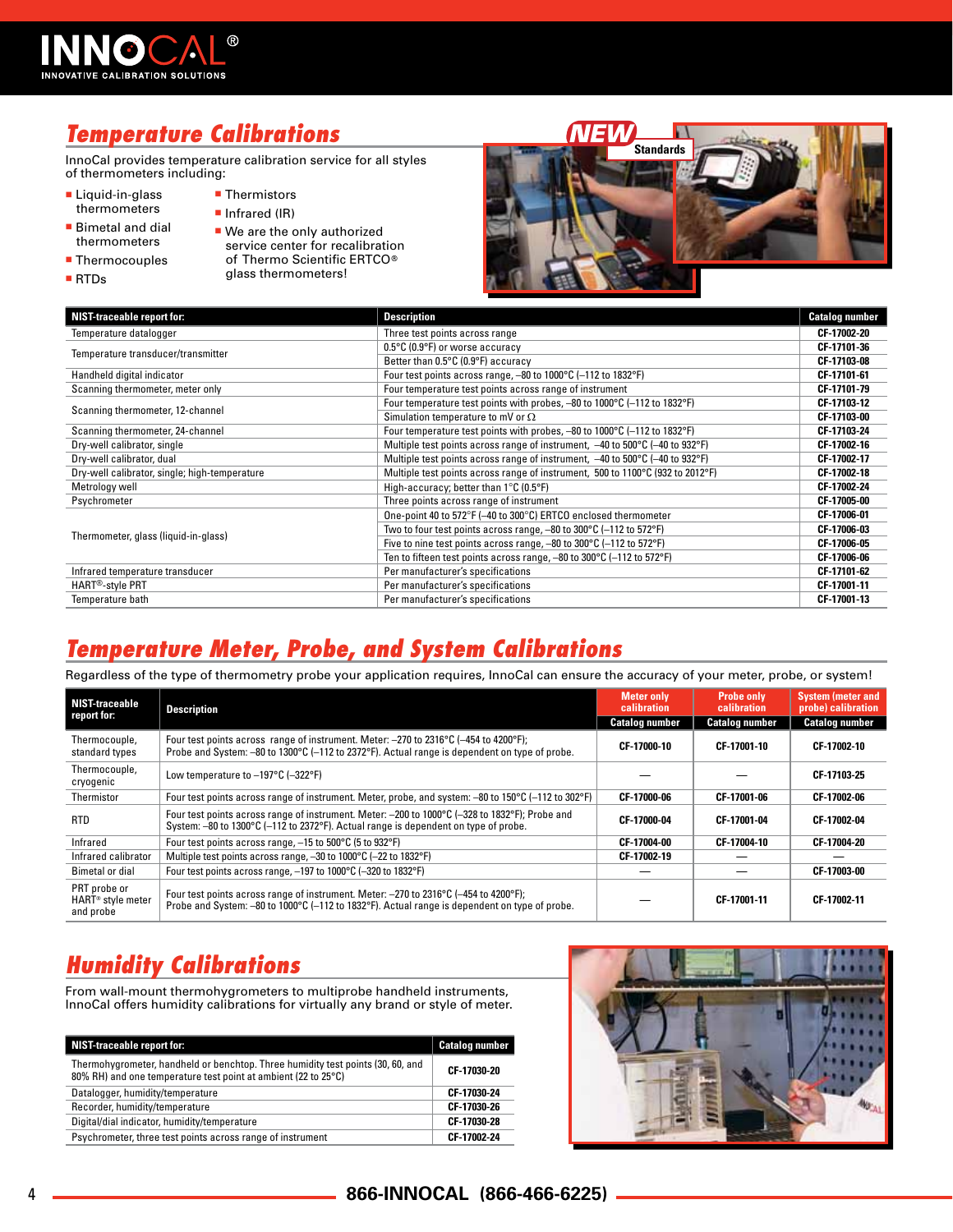## Temperature Calibrations

InnoCal provides temperature calibration service for all styles of thermometers including:

- Liquid-in-glass thermometers
- Bimetal and dial thermometers
- Thermocouples
- RTDs
- Thermistors
- Infrared (IR)
- We are the only authorized service center for recalibration of Thermo Scientific ERTCO® glass thermometers!

NEW Standards

| NIST-traceable report for: | Description | Catalog number |
|---|---|---|
| Temperature datalogger | Three test points across range | CF-17002-20 |
| Temperature transducer/transmitter | 0.5°C (0.9°F) or worse accuracy | CF-17101-36 |
| | Better than 0.5°C (0.9°F) accuracy | CF-17103-08 |
| Handheld digital indicator | Four test points across range, –80 to 1000°C (–112 to 1832°F) | CF-17101-61 |
| Scanning thermometer, meter only | Four temperature test points across range of instrument | CF-17101-79 |
| Scanning thermometer, 12-channel | Four temperature test points with probes, –80 to 1000°C (–112 to 1832°F) | CF-17103-12 |
| | Simulation temperature to mV or Ω | CF-17103-00 |
| Scanning thermometer, 24-channel | Four temperature test points with probes, –80 to 1000°C (–112 to 1832°F) | CF-17103-24 |
| Dry-well calibrator, single | Multiple test points across range of instrument, –40 to 500°C (–40 to 932°F) | CF-17002-16 |
| Dry-well calibrator, dual | Multiple test points across range of instrument, –40 to 500°C (–40 to 932°F) | CF-17002-17 |
| Dry-well calibrator, single; high-temperature | Multiple test points across range of instrument, 500 to 1100°C (932 to 2012°F) | CF-17002-18 |
| Metrology well | High-accuracy; better than 1°C (0.5°F) | CF-17002-24 |
| Psychrometer | Three points across range of instrument | CF-17005-00 |
| Thermometer, glass (liquid-in-glass) | One-point 40 to 572°F (–40 to 300°C) ERTCO enclosed thermometer | CF-17006-01 |
| | Two to four test points across range, –80 to 300°C (–112 to 572°F) | CF-17006-03 |
| | Five to nine test points across range, –80 to 300°C (–112 to 572°F) | CF-17006-05 |
| | Ten to fifteen test points across range, –80 to 300°C (–112 to 572°F) | CF-17006-06 |
| Infrared temperature transducer | Per manufacturer's specifications | CF-17101-62 |
| HART®-style PRT | Per manufacturer's specifications | CF-17001-11 |
| Temperature bath | Per manufacturer's specifications | CF-17001-13 |

## Temperature Meter, Probe, and System Calibrations

Regardless of the type of thermometry probe your application requires, InnoCal can ensure the accuracy of your meter, probe, or system!

| NIST-traceable report for: | Description | Meter only calibration | Probe only calibration | System (meter and probe) calibration |
|---|---|---|---|---|
| | | Catalog number | Catalog number | Catalog number |
| Thermocouple, standard types | Four test points across range of instrument. Meter: –270 to 2316°C (–454 to 4200°F); Probe and System: –80 to 1300°C (–112 to 2372°F). Actual range is dependent on type of probe. | CF-17000-10 | CF-17001-10 | CF-17002-10 |
| Thermocouple, cryogenic | Low temperature to –197°C (–322°F) | — | — | CF-17103-25 |
| Thermistor | Four test points across range of instrument. Meter, probe, and system: –80 to 150°C (–112 to 302°F) | CF-17000-06 | CF-17001-06 | CF-17002-06 |
| RTD | Four test points across range of instrument. Meter: –200 to 1000°C (–328 to 1832°F); Probe and System: –80 to 1300°C (–112 to 2372°F). Actual range is dependent on type of probe. | CF-17000-04 | CF-17001-04 | CF-17002-04 |
| Infrared | Four test points across range, –15 to 500°C (5 to 932°F) | CF-17004-00 | CF-17004-10 | CF-17004-20 |
| Infrared calibrator | Multiple test points across range, –30 to 1000°C (–22 to 1832°F) | CF-17002-19 | — | — |
| Bimetal or dial | Four test points across range, –197 to 1000°C (–320 to 1832°F) | — | — | CF-17003-00 |
| PRT probe or HART® style meter and probe | Four test points across range of instrument. Meter: –270 to 2316°C (–454 to 4200°F); Probe and System: –80 to 1000°C (–112 to 1832°F). Actual range is dependent on type of probe. | — | CF-17001-11 | CF-17002-11 |

## Humidity Calibrations

From wall-mount thermohygrometers to multiprobe handheld instruments, InnoCal offers humidity calibrations for virtually any brand or style of meter.

| NIST-traceable report for: | Catalog number |
|---|---|
| Thermohygrometer, handheld or benchtop. Three humidity test points (30, 60, and 80% RH) and one temperature test point at ambient (22 to 25°C) | CF-17030-20 |
| Datalogger, humidity/temperature | CF-17030-24 |
| Recorder, humidity/temperature | CF-17030-26 |
| Digital/dial indicator, humidity/temperature | CF-17030-28 |
| Psychrometer, three test points across range of instrument | CF-17002-24 |

866-INNOCAL (866-466-6225)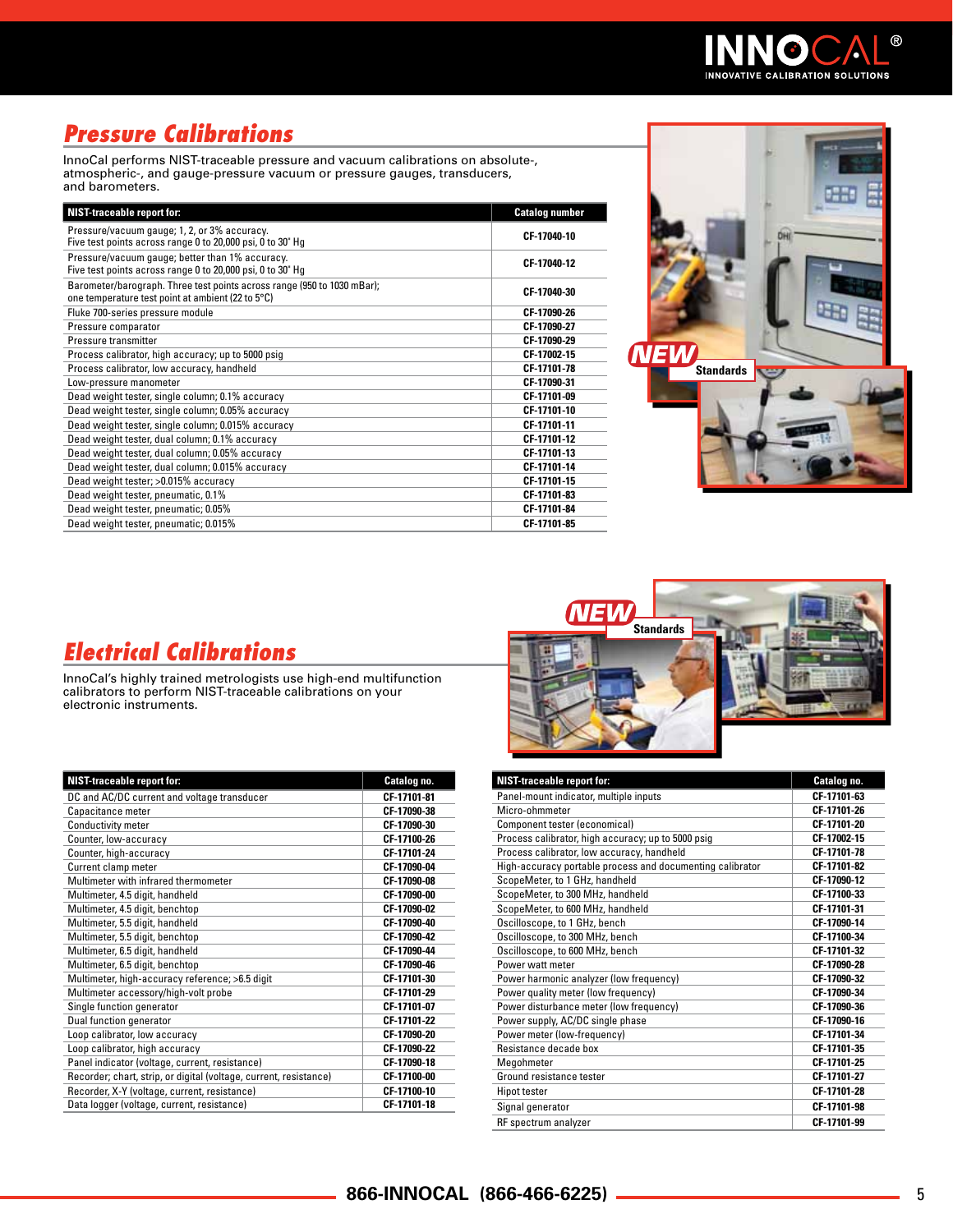## Pressure Calibrations

InnoCal performs NIST-traceable pressure and vacuum calibrations on absolute-, atmospheric-, and gauge-pressure vacuum or pressure gauges, transducers, and barometers.

| NIST-traceable report for: | Catalog number |
|---|---|
| Pressure/vacuum gauge; 1, 2, or 3% accuracy. Five test points across range 0 to 20,000 psi, 0 to 30" Hg | CF-17040-10 |
| Pressure/vacuum gauge; better than 1% accuracy. Five test points across range 0 to 20,000 psi, 0 to 30" Hg | CF-17040-12 |
| Barometer/barograph. Three test points across range (950 to 1030 mBar); one temperature test point at ambient (22 to 5°C) | CF-17040-30 |
| Fluke 700-series pressure module | CF-17090-26 |
| Pressure comparator | CF-17090-27 |
| Pressure transmitter | CF-17090-29 |
| Process calibrator, high accuracy; up to 5000 psig | CF-17002-15 |
| Process calibrator, low accuracy, handheld | CF-17101-78 |
| Low-pressure manometer | CF-17090-31 |
| Dead weight tester, single column; 0.1% accuracy | CF-17101-09 |
| Dead weight tester, single column; 0.05% accuracy | CF-17101-10 |
| Dead weight tester, single column; 0.015% accuracy | CF-17101-11 |
| Dead weight tester, dual column; 0.1% accuracy | CF-17101-12 |
| Dead weight tester, dual column; 0.05% accuracy | CF-17101-13 |
| Dead weight tester, dual column; 0.015% accuracy | CF-17101-14 |
| Dead weight tester; >0.015% accuracy | CF-17101-15 |
| Dead weight tester, pneumatic, 0.1% | CF-17101-83 |
| Dead weight tester, pneumatic; 0.05% | CF-17101-84 |
| Dead weight tester, pneumatic; 0.015% | CF-17101-85 |

NEW Standards

## Electrical Calibrations

InnoCal's highly trained metrologists use high-end multifunction calibrators to perform NIST-traceable calibrations on your electronic instruments.

NEW Standards

| NIST-traceable report for: | Catalog no. |
|---|---|
| DC and AC/DC current and voltage transducer | CF-17101-81 |
| Capacitance meter | CF-17090-38 |
| Conductivity meter | CF-17090-30 |
| Counter, low-accuracy | CF-17100-26 |
| Counter, high-accuracy | CF-17101-24 |
| Current clamp meter | CF-17090-04 |
| Multimeter with infrared thermometer | CF-17090-08 |
| Multimeter, 4.5 digit, handheld | CF-17090-00 |
| Multimeter, 4.5 digit, benchtop | CF-17090-02 |
| Multimeter, 5.5 digit, handheld | CF-17090-40 |
| Multimeter, 5.5 digit, benchtop | CF-17090-42 |
| Multimeter, 6.5 digit, handheld | CF-17090-44 |
| Multimeter, 6.5 digit, benchtop | CF-17090-46 |
| Multimeter, high-accuracy reference; >6.5 digit | CF-17101-30 |
| Multimeter accessory/high-volt probe | CF-17101-29 |
| Single function generator | CF-17101-07 |
| Dual function generator | CF-17101-22 |
| Loop calibrator, low accuracy | CF-17090-20 |
| Loop calibrator, high accuracy | CF-17090-22 |
| Panel indicator (voltage, current, resistance) | CF-17090-18 |
| Recorder; chart, strip, or digital (voltage, current, resistance) | CF-17100-00 |
| Recorder, X-Y (voltage, current, resistance) | CF-17100-10 |
| Data logger (voltage, current, resistance) | CF-17101-18 |

| NIST-traceable report for: | Catalog no. |
|---|---|
| Panel-mount indicator, multiple inputs | CF-17101-63 |
| Micro-ohmmeter | CF-17101-26 |
| Component tester (economical) | CF-17101-20 |
| Process calibrator, high accuracy; up to 5000 psig | CF-17002-15 |
| Process calibrator, low accuracy, handheld | CF-17101-78 |
| High-accuracy portable process and documenting calibrator | CF-17101-82 |
| ScopeMeter, to 1 GHz, handheld | CF-17090-12 |
| ScopeMeter, to 300 MHz, handheld | CF-17100-33 |
| ScopeMeter, to 600 MHz, handheld | CF-17101-31 |
| Oscilloscope, to 1 GHz, bench | CF-17090-14 |
| Oscilloscope, to 300 MHz, bench | CF-17100-34 |
| Oscilloscope, to 600 MHz, bench | CF-17101-32 |
| Power watt meter | CF-17090-28 |
| Power harmonic analyzer (low frequency) | CF-17090-32 |
| Power quality meter (low frequency) | CF-17090-34 |
| Power disturbance meter (low frequency) | CF-17090-36 |
| Power supply, AC/DC single phase | CF-17090-16 |
| Power meter (low-frequency) | CF-17101-34 |
| Resistance decade box | CF-17101-35 |
| Megohmeter | CF-17101-25 |
| Ground resistance tester | CF-17101-27 |
| Hipot tester | CF-17101-28 |
| Signal generator | CF-17101-98 |
| RF spectrum analyzer | CF-17101-99 |

866-INNOCAL (866-466-6225)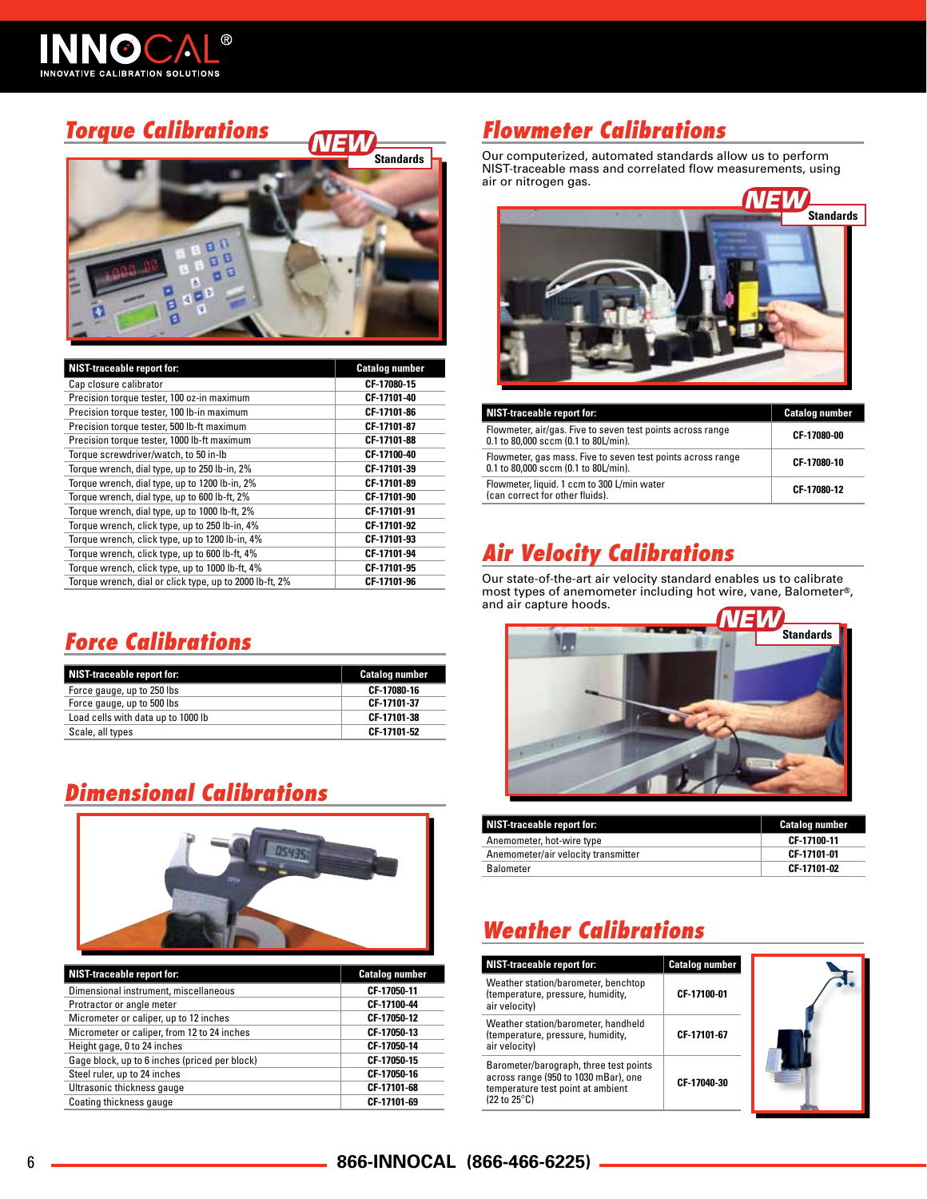# Torque Calibrations

NEW Standards

| NIST-traceable report for: | Catalog number |
|---|---|
| Cap closure calibrator | CF-17080-15 |
| Precision torque tester, 100 oz-in maximum | CF-17101-40 |
| Precision torque tester, 100 lb-in maximum | CF-17101-86 |
| Precision torque tester, 500 lb-ft maximum | CF-17101-87 |
| Precision torque tester, 1000 lb-ft maximum | CF-17101-88 |
| Torque screwdriver/watch, to 50 in-lb | CF-17100-40 |
| Torque wrench, dial type, up to 250 lb-in, 2% | CF-17101-39 |
| Torque wrench, dial type, up to 1200 lb-in, 2% | CF-17101-89 |
| Torque wrench, dial type, up to 600 lb-ft, 2% | CF-17101-90 |
| Torque wrench, dial type, up to 1000 lb-ft, 2% | CF-17101-91 |
| Torque wrench, click type, up to 250 lb-in, 4% | CF-17101-92 |
| Torque wrench, click type, up to 1200 lb-in, 4% | CF-17101-93 |
| Torque wrench, click type, up to 600 lb-ft, 4% | CF-17101-94 |
| Torque wrench, click type, up to 1000 lb-ft, 4% | CF-17101-95 |
| Torque wrench, dial or click type, up to 2000 lb-ft, 2% | CF-17101-96 |

# Force Calibrations

| NIST-traceable report for: | Catalog number |
|---|---|
| Force gauge, up to 250 lbs | CF-17080-16 |
| Force gauge, up to 500 lbs | CF-17101-37 |
| Load cells with data up to 1000 lb | CF-17101-38 |
| Scale, all types | CF-17101-52 |

# Dimensional Calibrations

| NIST-traceable report for: | Catalog number |
|---|---|
| Dimensional instrument, miscellaneous | CF-17050-11 |
| Protractor or angle meter | CF-17100-44 |
| Micrometer or caliper, up to 12 inches | CF-17050-12 |
| Micrometer or caliper, from 12 to 24 inches | CF-17050-13 |
| Height gage, 0 to 24 inches | CF-17050-14 |
| Gage block, up to 6 inches (priced per block) | CF-17050-15 |
| Steel ruler, up to 24 inches | CF-17050-16 |
| Ultrasonic thickness gauge | CF-17101-68 |
| Coating thickness gauge | CF-17101-69 |

# Flowmeter Calibrations

Our computerized, automated standards allow us to perform NIST-traceable mass and correlated flow measurements, using air or nitrogen gas.

NEW Standards

| NIST-traceable report for: | Catalog number |
|---|---|
| Flowmeter, air/gas. Five to seven test points across range 0.1 to 80,000 sccm (0.1 to 80L/min). | CF-17080-00 |
| Flowmeter, gas mass. Five to seven test points across range 0.1 to 80,000 sccm (0.1 to 80L/min). | CF-17080-10 |
| Flowmeter, liquid. 1 ccm to 300 L/min water (can correct for other fluids). | CF-17080-12 |

# Air Velocity Calibrations

Our state-of-the-art air velocity standard enables us to calibrate most types of anemometer including hot wire, vane, Balometer®, and air capture hoods.

NEW Standards

| NIST-traceable report for: | Catalog number |
|---|---|
| Anemometer, hot-wire type | CF-17100-11 |
| Anemometer/air velocity transmitter | CF-17101-01 |
| Balometer | CF-17101-02 |

# Weather Calibrations

| NIST-traceable report for: | Catalog number |
|---|---|
| Weather station/barometer, benchtop (temperature, pressure, humidity, air velocity) | CF-17100-01 |
| Weather station/barometer, handheld (temperature, pressure, humidity, air velocity) | CF-17101-67 |
| Barometer/barograph, three test points across range (950 to 1030 mBar), one temperature test point at ambient (22 to 25°C) | CF-17040-30 |

866-INNOCAL (866-466-6225)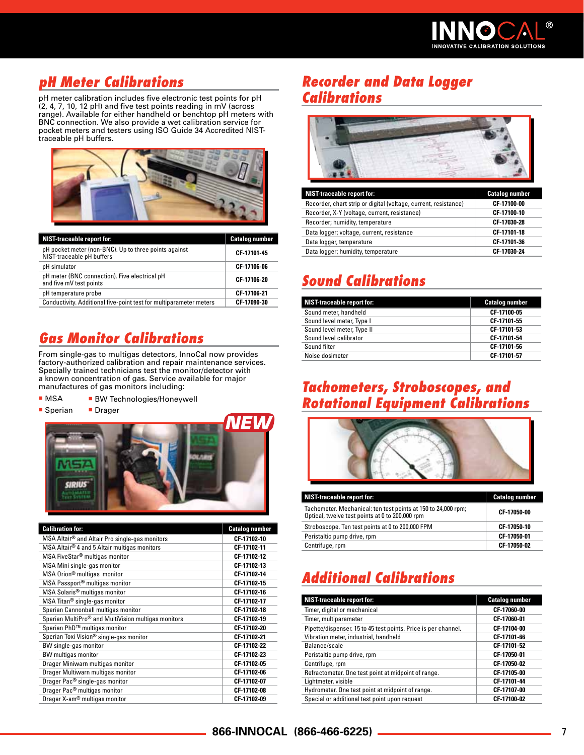## pH Meter Calibrations

pH meter calibration includes five electronic test points for pH (2, 4, 7, 10, 12 pH) and five test points reading in mV (across range). Available for either handheld or benchtop pH meters with BNC connection. We also provide a wet calibration service for pocket meters and testers using ISO Guide 34 Accredited NIST-traceable pH buffers.

| NIST-traceable report for: | Catalog number |
|---|---|
| pH pocket meter (non-BNC). Up to three points against NIST-traceable pH buffers | CF-17101-45 |
| pH simulator | CF-17106-06 |
| pH meter (BNC connection). Five electrical pH and five mV test points | CF-17106-20 |
| pH temperature probe | CF-17106-21 |
| Conductivity. Additional five-point test for multiparameter meters | CF-17090-30 |

## Gas Monitor Calibrations

From single-gas to multigas detectors, InnoCal now provides factory-authorized calibration and repair maintenance services. Specially trained technicians test the monitor/detector with a known concentration of gas. Service available for major manufactures of gas monitors including:

- MSA
- Sperian
- BW Technologies/Honeywell
- Drager

NEW

| Calibration for: | Catalog number |
|---|---|
| MSA Altair® and Altair Pro single-gas monitors | CF-17102-10 |
| MSA Altair® 4 and 5 Altair multigas monitors | CF-17102-11 |
| MSA FiveStar® multigas monitor | CF-17102-12 |
| MSA Mini single-gas monitor | CF-17102-13 |
| MSA Orion® multigas monitor | CF-17102-14 |
| MSA Passport® multigas monitor | CF-17102-15 |
| MSA Solaris® multigas monitor | CF-17102-16 |
| MSA Titan® single-gas monitor | CF-17102-17 |
| Sperian Cannonball multigas monitor | CF-17102-18 |
| Sperian MultiPro® and MultiVision multigas monitors | CF-17102-19 |
| Sperian PhD™ multigas monitor | CF-17102-20 |
| Sperian Toxi Vision® single-gas monitor | CF-17102-21 |
| BW single-gas monitor | CF-17102-22 |
| BW multigas monitor | CF-17102-23 |
| Drager Miniwarn multigas monitor | CF-17102-05 |
| Drager Multiwarn multigas monitor | CF-17102-06 |
| Drager Pac® single-gas monitor | CF-17102-07 |
| Drager Pac® multigas monitor | CF-17102-08 |
| Drager X-am® multigas monitor | CF-17102-09 |

## Recorder and Data Logger Calibrations

| NIST-traceable report for: | Catalog number |
|---|---|
| Recorder, chart strip or digital (voltage, current, resistance) | CF-17100-00 |
| Recorder, X-Y (voltage, current, resistance) | CF-17100-10 |
| Recorder; humidity, temperature | CF-17030-28 |
| Data logger; voltage, current, resistance | CF-17101-18 |
| Data logger, temperature | CF-17101-36 |
| Data logger; humidity, temperature | CF-17030-24 |

## Sound Calibrations

| NIST-traceable report for: | Catalog number |
|---|---|
| Sound meter, handheld | CF-17100-05 |
| Sound level meter, Type I | CF-17101-55 |
| Sound level meter, Type II | CF-17101-53 |
| Sound level calibrator | CF-17101-54 |
| Sound filter | CF-17101-56 |
| Noise dosimeter | CF-17101-57 |

## Tachometers, Stroboscopes, and Rotational Equipment Calibrations

| NIST-traceable report for: | Catalog number |
|---|---|
| Tachometer. Mechanical: ten test points at 150 to 24,000 rpm; Optical, twelve test points at 0 to 200,000 rpm | CF-17050-00 |
| Stroboscope. Ten test points at 0 to 200,000 FPM | CF-17050-10 |
| Peristaltic pump drive, rpm | CF-17050-01 |
| Centrifuge, rpm | CF-17050-02 |

## Additional Calibrations

| NIST-traceable report for: | Catalog number |
|---|---|
| Timer, digital or mechanical | CF-17060-00 |
| Timer, multiparameter | CF-17060-01 |
| Pipette/dispenser. 15 to 45 test points. Price is per channel. | CF-17104-00 |
| Vibration meter, industrial, handheld | CF-17101-66 |
| Balance/scale | CF-17101-52 |
| Peristaltic pump drive, rpm | CF-17050-01 |
| Centrifuge, rpm | CF-17050-02 |
| Refractometer. One test point at midpoint of range. | CF-17105-00 |
| Lightmeter, visible | CF-17101-44 |
| Hydrometer. One test point at midpoint of range. | CF-17107-00 |
| Special or additional test point upon request | CF-17100-02 |

866-INNOCAL (866-466-6225)